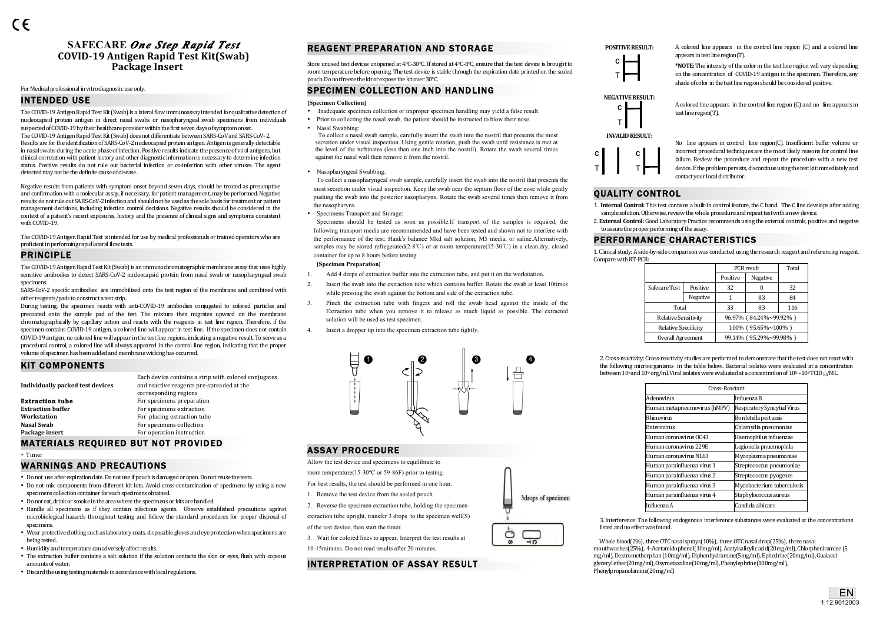CE

# SAFECARE *One Step Rapid Test*
# COVID-19 Antigen Rapid Test Kit(Swab)
# Package Insert

For Medical professional in vitro diagnostic use only.

## INTENDED USE

The COVID-19 Antigen Rapid Test Kit (Swab) is a lateral flow immunoassay intended for qualitative detection of nucleocapsid protein antigen in direct nasal swabs or nasopharyngeal swab specimens from individuals suspected of COVID-19 by their healthcare provider within the first seven days of symptom onset.
The COVID-19 Antigen Rapid Test Kit (Swab) does not differentiate between SARS-CoV and SARS-CoV- 2.
Results are for the identification of SARS-CoV-2 nucleocapsid protein antigen. Antigen is generally detectable in nasal swabs during the acute phase of infection. Positive results indicate the presence of viral antigens, but clinical correlation with patient history and other diagnostic information is necessary to determine infection status. Positive results do not rule out bacterial infection or co-infection with other viruses. The agent detected may not be the definite cause of disease.

Negative results from patients with symptom onset beyond seven days, should be treated as presumptive and confirmation with a molecular assay, if necessary, for patient management, may be performed. Negative results do not rule out SARS-CoV-2 infection and should not be used as the sole basis for treatment or patient management decisions, including infection control decisions. Negative results should be considered in the context of a patient's recent exposures, history and the presence of clinical signs and symptoms consistent with COVID-19.

The COVID-19 Antigen Rapid Test is intended for use by medical professionals or trained operators who are proficient in performing rapid lateral flow tests.

## PRINCIPLE

The COVID-19 Antigen Rapid Test Kit (Swab) is an immunochromatographic membrane assay that uses highly sensitive antibodies to detect SARS-CoV-2 nucleocapsid protein from nasal swab or nasopharyngeal swab specimens.
SARS-CoV-2 specific antibodies are immobilized onto the test region of the membrane and combined with other reagents/pads to construct a test strip.
During testing, the specimen reacts with anti-COVID-19 antibodies conjugated to colored particles and precoated onto the sample pad of the test. The mixture then migrates upward on the membrane chromatographically by capillary action and reacts with the reagents in test line region. Therefore, if the specimen contains COVID-19 antigen, a colored line will appear in test line. If the specimen does not contain COVID-19 antigen, no colored line will appear in the test line regions, indicating a negative result. To serve as a procedural control, a colored line will always appeared in the control line region, indicating that the proper volume of specimen has been added and membrane wicking has occurred.

## KIT COMPONENTS

| | |
|---|---|
| **Individually packed test devices** | Each device contains a strip with colored conjugates and reactive reagents pre-spreaded at the corresponding regions |
| **Extraction tube** | For specimens preparation |
| **Extraction buffer** | For specimens extraction |
| **Workstation** | For placing extraction tube |
| **Nasal Swab** | For specimens collection |
| **Package insert** | For operation instruction |

## MATERIALS REQUIRED BUT NOT PROVIDED

- Timer

## WARNINGS AND PRECAUTIONS

- Do not use after expiration date. Do not use if pouch is damaged or open. Do not reuse the tests.
- Do not mix components from different kit lots. Avoid cross-contamination of specimens by using a new specimens collection container for each specimens obtained.
- Do not eat, drink or smoke in the area where the specimens or kits are handled.
- Handle all specimens as if they contain infectious agents. Observe established precautions against microbiological hazards throughout testing and follow the standard procedures for proper disposal of specimens.
- Wear protective clothing such as laboratory coats, disposable gloves and eye protection when specimens are being tested.
- Humidity and temperature can adversely affect results.
- The extraction buffer contains a salt solution if the solution contacts the skin or eyes, flush with copious amounts of water.
- Discard the using testing materials in accordance with local regulations.

## REAGENT PREPARATION AND STORAGE

Store unused test devices unopened at 4°C-30°C. If stored at 4°C-8°C, ensure that the test device is brought to room temperature before opening. The test device is stable through the expiration date printed on the sealed pouch. Do not freeze the kit or expose the kit over 30°C.

## SPECIMEN COLLECTION AND HANDLING

**[Specimen Collection]**

- Inadequate specimen collection or improper specimen handling may yield a false result.
- Prior to collecting the nasal swab, the patient should be instructed to blow their nose.
- Nasal Swabbing:
  To collect a nasal swab sample, carefully insert the swab into the nostril that presents the most secretion under visual inspection. Using gentle rotation, push the swab until resistance is met at the level of the turbinates (less than one inch into the nostril). Rotate the swab several times against the nasal wall then remove it from the nostril.
- Nasopharyngeal Swabbing:
  To collect a nasopharyngeal swab sample, carefully insert the swab into the nostril that presents the most secretion under visual inspection. Keep the swab near the septum floor of the nose while gently pushing the swab into the posterior nasopharynx. Rotate the swab several times then remove it from the nasopharynx.
- Specimens Transport and Storage:
  Specimens should be tested as soon as possible.If transport of the samples is required, the following transport media are recommmended and have been tested and shown not to interfere with the performance of the test: Hank's balance Mkd salt solution, M5 media, or saline.Alternatively, samples may be stored refregerated(2-8℃) or at room temperature(15-30℃) in a clean,dry, closed container for up to 8 hours before testing.

**[Specimen Preparation]**

1. Add 4 drops of extraction buffer into the extraction tube, and put it on the workstation.
2. Insert the swab into the extraction tube which contains buffer. Rotate the swab at least 10times while pressing the swab against the bottom and side of the extraction tube.
3. Pinch the extraction tube with fingers and roll the swab head against the inside of the Extraction tube when you remove it to release as much liquid as possible. The extracted solution will be used as test specimen.
4. Insert a dropper tip into the specimen extraction tube tightly.

## ASSAY PROCEDURE

Allow the test device and specimens to equilibrate to room temperature(15-30°C or 59-86F) prior to testing.
For best results, the test should be performed in one hour.

1. Remove the test device from the sealed pouch.
2. Reverse the specimen extraction tube, holding the specimen extraction tube upright, transfer 3 drops to the specimen well(S) of the test device, then start the timer.
3. Wait for colored lines to appear. Interpret the test results at 10-15minutes. Do not read results after 20 minutes.

3drops of specimen

## INTERPRETATION OF ASSAY RESULT

**POSITIVE RESULT:** A colored line appears in the control line region (C) and a colored line appears in test line region(T).

***NOTE:** The intensity of the color in the test line region will vary depending on the concentration of COVID-19 antigen in the specimen. Therefore, any shade of color in the test line region should be considered positive.

**NEGATIVE RESULT:** A colored line appears in the control line region (C) and no line appears in test line region(T).

**INVALID RESULT:** No line appears in control line region(C). Insufficient buffer volume or incorrect procedural techniques are the most likely reasons for control line failure. Review the procedure and repeat the procedure with a new test device. If the problem persists, discontinue using the test kit immediately and contact your local distributor.

## QUALITY CONTROL

1. **Internal Control:** This test contains a built-in control feature, the C band. The C line develops after adding sample solution. Otherwise, review the whole procedure and repeat test with a new device.
2. **External Control:** Good Laboratory Practice recommends using the external controls, positive and negative to assure the proper performing of the assay.

## PERFORMANCE CHARACTERISTICS

1. Clinical study: A side-by-side comparison was conducted using the research reagent and referencing reagent. Compare with RT-PCR:

| | | PCR result | | Total |
|---|---|---|---|---|
| | | Positive | Negative | |
| Safecare Test | Positive | 32 | 0 | 32 |
| | Negative | 1 | 83 | 84 |
| Total | | 33 | 83 | 116 |
| Relative Sensitivity | | 96.97% ( 84.24%~99.92% ) | | |
| Relative Specificity | | 100% ( 95.65%~100% ) | | |
| Overall Agreement | | 99.14% ( 95.29%~99.98% ) | | |

2. Cross-reactivity: Cross-reactivity studies are performed to demonstrate that the test does not react with the following microorganisms in the table below. Bacterial isolates were evaluated at a concentration between $10^6$ and $10^9$ org/ml. Viral isolates were evaluated at a concentration of $10^5$~$10^8$ $TCID_{50}$/ML.

| Cross-Reactant | |
|---|---|
| Adenovirus | Influenza B |
| Human metapneumovirus (hMPV) | Respiratory Syncytial Virus |
| Rhinovirus | Bordetella pertussis |
| Enterovirus | Chlamydia pneumoniae |
| Human coronavirus OC43 | Haemophilus influenzae |
| Human coronavirus 229E | Legionella pnuemophila |
| Human coronavirus NL63 | Mycoplasma pneumoniae |
| Human parainfluenza virus 1 | Streptococcus pneumoniae |
| Human parainfluenza virus 2 | Streptococcus pyogenes |
| Human parainfluenza virus 3 | Mycobacterium tuberculosis |
| Human parainfluenza virus 4 | Staphylococcus aureus |
| Influenza A | Candida albicans |

3. Interference: The following endogenous interference substances were evaluated at the concentrations listed and no effect was found.

Whole blood(2%), three OTC nasal sprays(10%), three OTC nasal drop(25%), three nasal mouthwashes(25%), 4-Acetamidophenol(10mg/ml), Acetylsalicylic acid(20mg/ml), Chlorpheniramine (5 mg/ml), Dextromethorphan (10mg/ml), Diphenhydramine(5mg/ml), Ephedrine(20mg/ml), Guaiacol glyceryl ether(20mg/ml), Oxymetazoline(10mg/ml), Phenylephrine(100mg/ml), Phenylpropanolamine(20mg/ml)

EN
1.12.9012003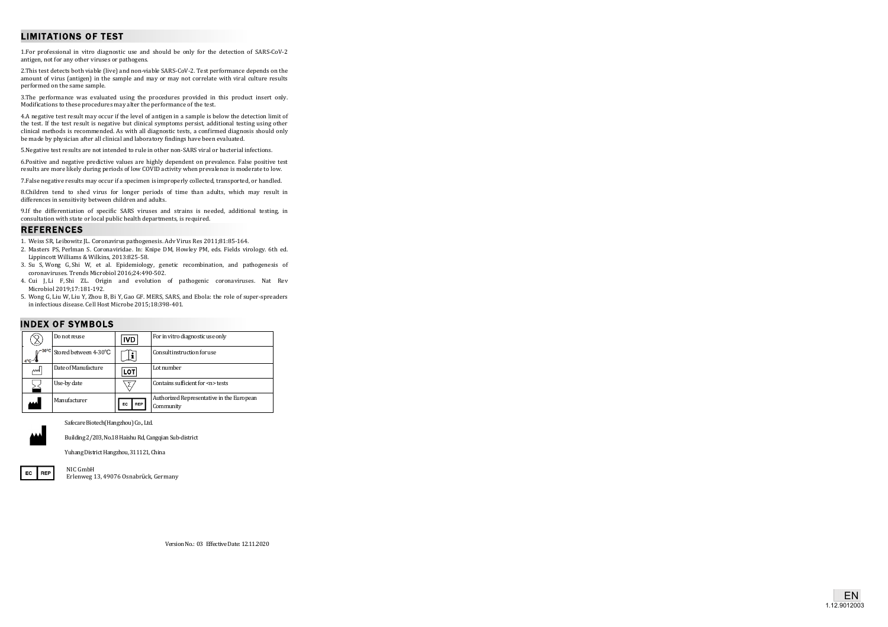## LIMITATIONS OF TEST

1.For professional in vitro diagnostic use and should be only for the detection of SARS-CoV-2 antigen, not for any other viruses or pathogens.

2.This test detects both viable (live) and non-viable SARS-CoV-2. Test performance depends on the amount of virus (antigen) in the sample and may or may not correlate with viral culture results performed on the same sample.

3.The performance was evaluated using the procedures provided in this product insert only. Modifications to these procedures may alter the performance of the test.

4.A negative test result may occur if the level of antigen in a sample is below the detection limit of the test. If the test result is negative but clinical symptoms persist, additional testing using other clinical methods is recommended. As with all diagnostic tests, a confirmed diagnosis should only be made by physician after all clinical and laboratory findings have been evaluated.

5.Negative test results are not intended to rule in other non-SARS viral or bacterial infections.

6.Positive and negative predictive values are highly dependent on prevalence. False positive test results are more likely during periods of low COVID activity when prevalence is moderate to low.

7.False negative results may occur if a specimen is improperly collected, transported, or handled.

8.Children tend to shed virus for longer periods of time than adults, which may result in differences in sensitivity between children and adults.

9.If the differentiation of specific SARS viruses and strains is needed, additional testing, in consultation with state or local public health departments, is required.

## REFERENCES

1. Weiss SR, Leibowitz JL. Coronavirus pathogenesis. Adv Virus Res 2011;81:85-164.
2. Masters PS, Perlman S. Coronaviridae. In: Knipe DM, Howley PM, eds. Fields virology. 6th ed. Lippincott Williams & Wilkins, 2013:825-58.
3. Su S, Wong G, Shi W, et al. Epidemiology, genetic recombination, and pathogenesis of coronaviruses. Trends Microbiol 2016;24:490-502.
4. Cui J, Li F, Shi ZL. Origin and evolution of pathogenic coronaviruses. Nat Rev Microbiol 2019;17:181-192.
5. Wong G, Liu W, Liu Y, Zhou B, Bi Y, Gao GF. MERS, SARS, and Ebola: the role of super-spreaders in infectious disease. Cell Host Microbe 2015;18:398-401.

## INDEX OF SYMBOLS

| Symbol | Meaning | Symbol | Meaning |
|---|---|---|---|
| (2) | Do not reuse | IVD | For in vitro diagnostic use only |
| 4°C–30°C | Stored between 4-30℃ | (i) | Consult instruction for use |
| | Date of Manufacture | LOT | Lot number |
| | Use-by date | Σ | Contains sufficient for <n> tests |
| | Manufacturer | EC REP | Authorized Representative in the European Community |

Safecare Biotech(Hangzhou) Co., Ltd.

Building 2/203, No.18 Haishu Rd, Cangqian Sub-district

Yuhang District Hangzhou, 311121, China

EC REP

NIC GmbH
Erlenweg 13, 49076 Osnabrück, Germany

Version No.: 03 Effective Date: 12.11.2020

EN
1.12.9012003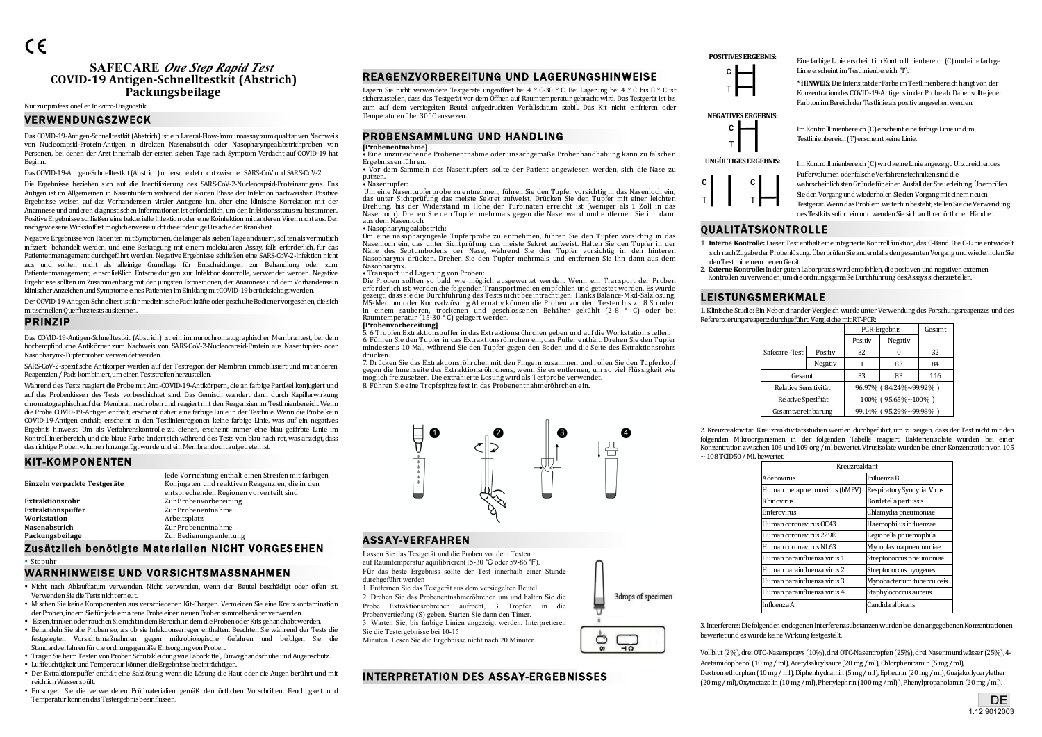CE

# SAFECARE *One Step Rapid Test*
# COVID-19 Antigen-Schnelltestkit (Abstrich)
# Packungsbeilage

Nur zur professionellen In-vitro-Diagnostik.

## VERWENDUNGSZWECK

Das COVID-19-Antigen-Schnelltestkit (Abstrich) ist ein Lateral-Flow-Immunoassay zum qualitativen Nachweis von Nucleocapsid-Protein-Antigen in direkten Nasenabstrich oder Nasopharyngealabstrichproben von Personen, bei denen der Arzt innerhalb der ersten sieben Tage nach Symptom Verdacht auf COVID-19 hat Beginn.

Das COVID-19-Antigen-Schnelltestkit (Abstrich) unterscheidet nicht zwischen SARS-CoV und SARS-CoV-2.

Die Ergebnisse beziehen sich auf die Identifizierung des SARS-CoV-2-Nucleocapsid-Proteinantigens. Das Antigen ist im Allgemeinen in Nasentupfern während der akuten Phase der Infektion nachweisbar. Positive Ergebnisse weisen auf das Vorhandensein viraler Antigene hin, aber eine klinische Korrelation mit der Anamnese und anderen diagnostischen Informationen ist erforderlich, um den Infektionsstatus zu bestimmen. Positive Ergebnisse schließen eine bakterielle Infektion oder eine Koinfektion mit anderen Viren nicht aus. Der nachgewiesene Wirkstoff ist möglicherweise nicht die eindeutige Ursache der Krankheit.

Negative Ergebnisse von Patienten mit Symptomen, die länger als sieben Tage andauern, sollten als vermutlich infiziert behandelt werden, und eine Bestätigung mit einem molekularen Assay, falls erforderlich, für das Patientenmanagement durchgeführt werden. Negative Ergebnisse schließen eine SARS-CoV-2-Infektion nicht aus und sollten nicht als alleinige Grundlage für Entscheidungen zur Behandlung oder zum Patientenmanagement, einschließlich Entscheidungen zur Infektionskontrolle, verwendet werden. Negative Ergebnisse sollten im Zusammenhang mit den jüngsten Expositionen, der Anamnese und dem Vorhandensein klinischer Anzeichen und Symptome eines Patienten im Einklang mit COVID-19 berücksichtigt werden.

Der COVID-19-Antigen-Schnelltest ist für medizinische Fachkräfte oder geschulte Bediener vorgesehen, die sich mit schnellen Querflusstests auskennen.

## PRINZIP

Das COVID-19-Antigen-Schnelltestkit (Abstrich) ist ein immunochromatographischer Membrantest, bei dem hochempfindliche Antikörper zum Nachweis von SARS-CoV-2-Nucleocapsid-Protein aus Nasentupfer- oder Nasopharynx-Tupferproben verwendet werden.

SARS-CoV-2-spezifische Antikörper werden auf der Testregion der Membran immobilisiert und mit anderen Reagenzien / Pads kombiniert, um einen Teststreifen herzustellen.

Während des Tests reagiert die Probe mit Anti-COVID-19-Antikörpern, die an farbige Partikel konjugiert und auf das Probenkissen des Tests vorbeschichtet sind. Das Gemisch wandert dann durch Kapillarwirkung chromatographisch auf der Membran nach oben und reagiert mit den Reagenzien im Testlinienbereich. Wenn die Probe COVID-19-Antigen enthält, erscheint daher eine farbige Linie in der Testlinie. Wenn die Probe kein COVID-19-Antigen enthält, erscheint in den Testlinienregionen keine farbige Linie, was auf ein negatives Ergebnis hinweist. Um als Verfahrenskontrolle zu dienen, erscheint immer eine blau gefärbte Linie im Kontrolllinienbereich, und die blaue Farbe ändert sich während des Tests von blau nach rot, was anzeigt, dass das richtige Probenvolumen hinzugefügt wurde und ein Membrandocht aufgetreten ist.

## KIT-KOMPONENTEN

| | |
|---|---|
| **Einzeln verpackte Testgeräte** | Jede Vorrichtung enthält einen Streifen mit farbigen Konjugaten und reaktiven Reagenzien, die in den entsprechenden Regionen vorverteilt sind |
| **Extraktionsrohr** | Zur Probenvorbereitung |
| **Extraktionspuffer** | Zur Probenentnahme |
| **Workstation** | Arbeitsplatz |
| **Nasenabstrich** | Zur Probenentnahme |
| **Packungsbeilage** | Zur Bedienungsanleitung |

## Zusätzlich benötigte Materialien NICHT VORGESEHEN

- Stopuhr

## WARNHINWEISE UND VORSICHTSMASSNAHMEN

- Nicht nach Ablaufdatum verwenden. Nicht verwenden, wenn der Beutel beschädigt oder offen ist. Verwenden Sie die Tests nicht erneut.
- Mischen Sie keine Komponenten aus verschiedenen Kit-Chargen. Vermeiden Sie eine Kreuzkontamination der Proben, indem Sie für jede erhaltene Probe einen neuen Probensammelbehälter verwenden.
- Essen, trinken oder rauchen Sie nicht in dem Bereich, in dem die Proben oder Kits gehandhabt werden.
- Behandeln Sie alle Proben so, als ob sie Infektionserreger enthalten. Beachten Sie während der Tests die festgelegten Vorsichtsmaßnahmen gegen mikrobiologische Gefahren und befolgen Sie die Standardverfahren für die ordnungsgemäße Entsorgung von Proben.
- Tragen Sie beim Testen von Proben Schutzkleidung wie Laborkittel, Einweghandschuhe und Augenschutz.
- Luftfeuchtigkeit und Temperatur können die Ergebnisse beeinträchtigen.
- Der Extraktionspuffer enthält eine Salzlösung, wenn die Lösung die Haut oder die Augen berührt und mit reichlich Wasser spült.
- Entsorgen Sie die verwendeten Prüfmaterialien gemäß den örtlichen Vorschriften. Feuchtigkeit und Temperatur können das Testergebnis beeinflussen.

## REAGENZVORBEREITUNG UND LAGERUNGSHINWEISE

Lagern Sie nicht verwendete Testgeräte ungeöffnet bei 4 ° C-30 ° C. Bei Lagerung bei 4 ° C bis 8 ° C ist sicherzustellen, dass das Testgerät vor dem Öffnen auf Raumtemperatur gebracht wird. Das Testgerät ist bis zum auf dem versiegelten Beutel aufgedruckten Verfallsdatum stabil. Das Kit nicht einfrieren oder Temperaturen über 30 ° C aussetzen.

## PROBENSAMMLUNG UND HANDLING

**[Probenentnahme]**

- Eine unzureichende Probenentnahme oder unsachgemäße Probenhandhabung kann zu falschen Ergebnissen führen.
- Vor dem Sammeln des Nasentupfers sollte der Patient angewiesen werden, sich die Nase zu putzen.
- Nasentupfer:

Um eine Nasentupferprobe zu entnehmen, führen Sie den Tupfer vorsichtig in das Nasenloch ein, das unter Sichtprüfung das meiste Sekret aufweist. Drücken Sie den Tupfer mit einer leichten Drehung, bis der Widerstand in Höhe der Turbinaten erreicht ist (weniger als 1 Zoll in das Nasenloch). Drehen Sie den Tupfer mehrmals gegen die Nasenwand und entfernen Sie ihn dann aus dem Nasenloch.

- Nasopharyngealabstrich:

Um eine nasopharyngeale Tupferprobe zu entnehmen, führen Sie den Tupfer vorsichtig in das Nasenloch ein, das unter Sichtprüfung das meiste Sekret aufweist. Halten Sie den Tupfer in der Nähe des Septumbodens der Nase, während Sie den Tupfer vorsichtig in den hinteren Nasopharynx drücken. Drehen Sie den Tupfer mehrmals und entfernen Sie ihn dann aus dem Nasopharynx.

- Transport und Lagerung von Proben:

Die Proben sollten so bald wie möglich ausgewertet werden. Wenn ein Transport der Proben erforderlich ist, werden die folgenden Transportmedien empfohlen und getestet werden. Es wurde gezeigt, dass sie die Durchführung des Tests nicht beeinträchtigen: Hanks Balance-Mkd-Salzlösung, M5-Medium oder Kochsalzlösung Alternativ können die Proben vor dem Testen bis zu 8 Stunden in einem sauberen, trockenen und geschlossenen Behälter gekühlt (2-8 ° C) oder bei Raumtemperatur (15-30 ° C) gelagert werden.

**[Probenvorbereitung]**

5. 6 Tropfen Extraktionspuffer in das Extraktionsröhrchen geben und auf die Workstation stellen.
6. Führen Sie den Tupfer in das Extraktionsröhrchen ein, das Puffer enthält. Drehen Sie den Tupfer mindestens 10 Mal, während Sie den Tupfer gegen den Boden und die Seite des Extraktionsrohrs drücken.
7. Drücken Sie das Extraktionsröhrchen mit den Fingern zusammen und rollen Sie den Tupferkopf gegen die Innenseite des Extraktionsröhrchens, wenn Sie es entfernen, um so viel Flüssigkeit wie möglich freizusetzen. Die extrahierte Lösung wird als Testprobe verwendet.
8. Führen Sie eine Tropfspitze fest in das Probenentnahmeröhrchen ein.

## ASSAY-VERFAHREN

Lassen Sie das Testgerät und die Proben vor dem Testen auf Raumtemperatur äquilibrieren(15-30 ℃ oder 59-86 ℉).

Für das beste Ergebnis sollte der Test innerhalb einer Stunde durchgeführt werden

1. Entfernen Sie das Testgerät aus dem versiegelten Beutel.
2. Drehen Sie das Probenentnahmeröhrchen um und halten Sie die Probe Extraktionsröhrchen aufrecht, 3 Tropfen in die Probenvertiefung (S) geben. Starten Sie dann den Timer.
3. Warten Sie, bis farbige Linien angezeigt werden. Interpretieren Sie die Testergebnisse bei 10-15 Minuten. Lesen Sie die Ergebnisse nicht nach 20 Minuten.

3drops of specimen

## INTERPRETATION DES ASSAY-ERGEBNISSES

**POSITIVES ERGEBNIS:**

Eine farbige Linie erscheint im Kontrolllinienbereich (C) und eine farbige Linie erscheint im Testlinienbereich (T).

***HINWEIS**: Die Intensität der Farbe im Testlinienbereich hängt von der Konzentration des COVID-19-Antigens in der Probe ab. Daher sollte jeder Farbton im Bereich der Testlinie als positiv angesehen werden.

**NEGATIVES ERGEBNIS:**

Im Kontrolllinienbereich (C) erscheint eine farbige Linie und im Testlinienbereich (T) erscheint keine Linie.

**UNGÜLTIGES ERGEBNIS:**

Im Kontrolllinienbereich (C) wird keine Linie angezeigt. Unzureichendes Puffervolumen oder falsche Verfahrenstechniken sind die wahrscheinlichsten Gründe für einen Ausfall der Steuerleitung. Überprüfen Sie den Vorgang und wiederholen Sie den Vorgang mit einem neuen Testgerät. Wenn das Problem weiterhin besteht, stellen Sie die Verwendung des Testkits sofort ein und wenden Sie sich an Ihren örtlichen Händler.

## QUALITÄTSKONTROLLE

1. **Interne Kontrolle:** Dieser Test enthält eine integrierte Kontrollfunktion, das C-Band. Die C-Linie entwickelt sich nach Zugabe der Probenlösung. Überprüfen Sie andernfalls den gesamten Vorgang und wiederholen Sie den Test mit einem neuen Gerät.
2. **Externe Kontrolle:** In der guten Laborpraxis wird empfohlen, die positiven und negativen externen Kontrollen zu verwenden, um die ordnungsgemäße Durchführung des Assays sicherzustellen.

## LEISTUNGSMERKMALE

1. Klinische Studie: Ein Nebeneinander-Vergleich wurde unter Verwendung des Forschungsreagenz und des Referenzierungsreagenz durchgeführt. Vergleiche mit RT-PCR:

| | | PCR-Ergebnis | | Gesamt |
|---|---|---|---|---|
| | | Positiv | Negativ | |
| Safecare -Test | Positiv | 32 | 0 | 32 |
| | Negativ | 1 | 83 | 84 |
| Gesamt | | 33 | 83 | 116 |
| Relative Sensitivität | | 96.97% ( 84.24%~99.92% ) | | |
| Relative Spezifität | | 100% ( 95.65%~100% ) | | |
| Gesamtvereinbarung | | 99.14% ( 95.29%~99.98% ) | | |

2. Kreuzreaktivität: Kreuzreaktivitätsstudien werden durchgeführt, um zu zeigen, dass der Test nicht mit den folgenden Mikroorganismen in der folgenden Tabelle reagiert. Bakterienisolate wurden bei einer Konzentration zwischen 106 und 109 org / ml bewertet. Virusisolate wurden bei einer Konzentration von 105 ~ 108 TCID50 / ML bewertet.

| Kreuzreaktant | |
|---|---|
| Adenovirus | Influenza B |
| Human metapneumovirus (hMPV) | Respiratory Syncytial Virus |
| Rhinovirus | Bordetella pertussis |
| Enterovirus | Chlamydia pneumoniae |
| Human coronavirus OC43 | Haemophilus influenzae |
| Human coronavirus 229E | Legionella pnuemophila |
| Human coronavirus NL63 | Mycoplasma pneumoniae |
| Human parainfluenza virus 1 | Streptococcus pneumoniae |
| Human parainfluenza virus 2 | Streptococcus pyogenes |
| Human parainfluenza virus 3 | Mycobacterium tuberculosis |
| Human parainfluenza virus 4 | Staphylococcus aureus |
| Influenza A | Candida albicans |

3. Interferenz: Die folgenden endogenen Interferenzsubstanzen wurden bei den angegebenen Konzentrationen bewertet und es wurde keine Wirkung festgestellt.

Vollblut (2%), drei OTC-Nasensprays (10%), drei OTC-Nasentropfen (25%), drei Nasenmundwässer (25%), 4-Acetamidophenol (10 mg / ml), Acetylsalicylsäure (20 mg / ml), Chlorpheniramin (5 mg / ml), Dextromethorphan (10 mg / ml), Diphenhydramin (5 mg / ml), Ephedrin (20 mg / ml), Guajakollycerylether (20 mg / ml), Oxymetazolin (10 mg / ml), Phenylephrin (100 mg / ml) ), Phenylpropanolamin (20 mg / ml).

DE

1.12.9012003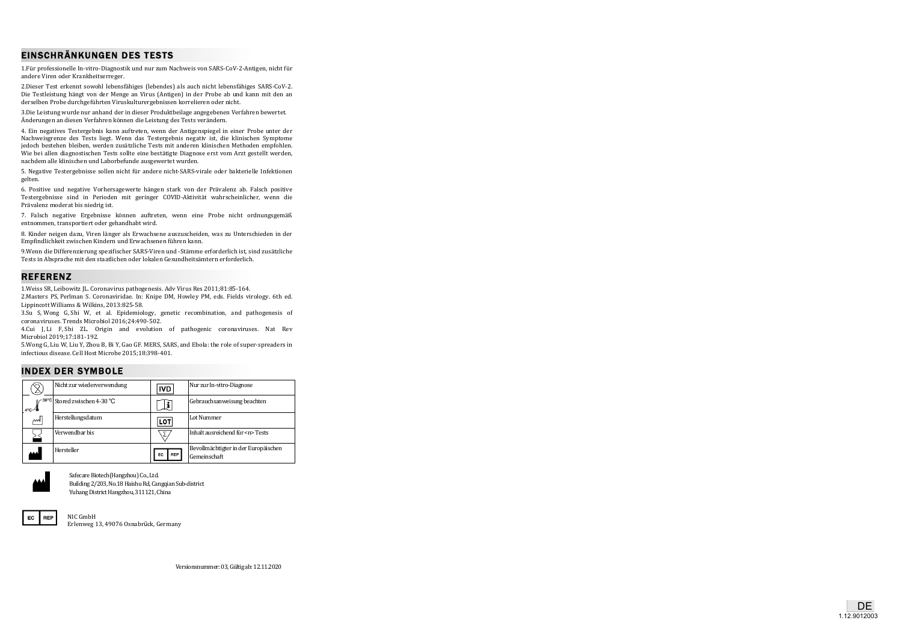## EINSCHRÄNKUNGEN DES TESTS

1.Für professionelle In-vitro-Diagnostik und nur zum Nachweis von SARS-CoV-2-Antigen, nicht für andere Viren oder Krankheitserreger.

2.Dieser Test erkennt sowohl lebensfähiges (lebendes) als auch nicht lebensfähiges SARS-CoV-2. Die Testleistung hängt von der Menge an Virus (Antigen) in der Probe ab und kann mit den an derselben Probe durchgeführten Viruskulturergebnissen korrelieren oder nicht.

3.Die Leistung wurde nur anhand der in dieser Produktbeilage angegebenen Verfahren bewertet. Änderungen an diesen Verfahren können die Leistung des Tests verändern.

4. Ein negatives Testergebnis kann auftreten, wenn der Antigenspiegel in einer Probe unter der Nachweisgrenze des Tests liegt. Wenn das Testergebnis negativ ist, die klinischen Symptome jedoch bestehen bleiben, werden zusätzliche Tests mit anderen klinischen Methoden empfohlen. Wie bei allen diagnostischen Tests sollte eine bestätigte Diagnose erst vom Arzt gestellt werden, nachdem alle klinischen und Laborbefunde ausgewertet wurden.

5. Negative Testergebnisse sollen nicht für andere nicht-SARS-virale oder bakterielle Infektionen gelten.

6. Positive und negative Vorhersagewerte hängen stark von der Prävalenz ab. Falsch positive Testergebnisse sind in Perioden mit geringer COVID-Aktivität wahrscheinlicher, wenn die Prävalenz moderat bis niedrig ist.

7. Falsch negative Ergebnisse können auftreten, wenn eine Probe nicht ordnungsgemäß entnommen, transportiert oder gehandhabt wird.

8. Kinder neigen dazu, Viren länger als Erwachsene auszuscheiden, was zu Unterschieden in der Empfindlichkeit zwischen Kindern und Erwachsenen führen kann.

9.Wenn die Differenzierung spezifischer SARS-Viren und -Stämme erforderlich ist, sind zusätzliche Tests in Absprache mit den staatlichen oder lokalen Gesundheitsämtern erforderlich.

## REFERENZ

1.Weiss SR, Leibowitz JL. Coronavirus pathogenesis. Adv Virus Res 2011;81:85-164.
2.Masters PS, Perlman S. Coronaviridae. In: Knipe DM, Howley PM, eds. Fields virology. 6th ed. Lippincott Williams & Wilkins, 2013:825-58.
3.Su S, Wong G, Shi W, et al. Epidemiology, genetic recombination, and pathogenesis of coronaviruses. Trends Microbiol 2016;24:490-502.
4.Cui J, Li F, Shi ZL. Origin and evolution of pathogenic coronaviruses. Nat Rev Microbiol 2019;17:181-192.
5.Wong G, Liu W, Liu Y, Zhou B, Bi Y, Gao GF. MERS, SARS, and Ebola: the role of super-spreaders in infectious disease. Cell Host Microbe 2015;18:398-401.

## INDEX DER SYMBOLE

| | | | |
|---|---|---|---|
| | Nicht zur wiederverwendung | IVD | Nur zur In-vitro-Diagnose |
| 4°C – 30°C | Stored zwischen 4-30 ℃ | | Gebrauchsanweisung beachten |
| | Herstellungsdatum | LOT | Lot Nummer |
| | Verwendbar bis | | Inhalt ausreichend für <n> Tests |
| | Hersteller | EC REP | Bevollmächtigter in der Europäischen Gemeinschaft |

Safecare Biotech (Hangzhou) Co., Ltd.
Building 2/203, No.18 Haishu Rd, Cangqian Sub-district
Yuhang District Hangzhou, 311121, China

EC REP

NIC GmbH
Erlenweg 13, 49076 Osnabrück, Germany

Versionsnummer: 03, Gültig ab: 12.11.2020

DE
1.12.9012003